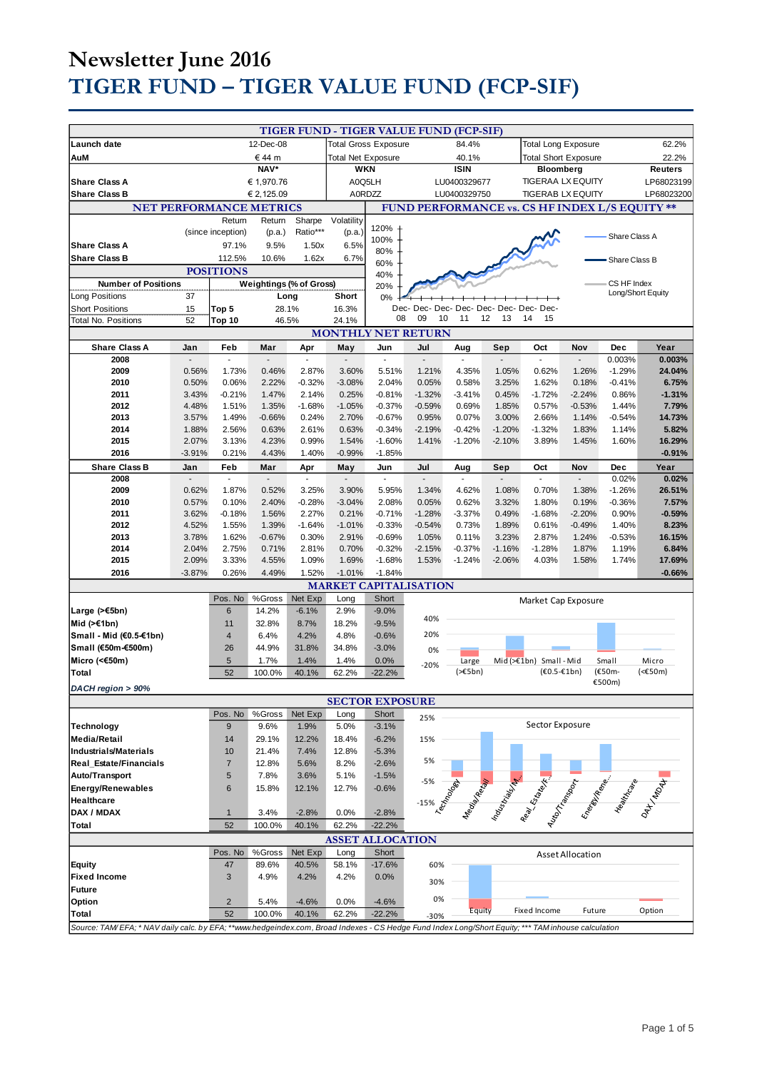# Newsletter June 2016

# TIGER FUND – TIGER VALUE FUND (FCP-SIF)

## TIGER FUND - TIGER VALUE FUND (FCP-SIF)

| | | | | | | |
|---|---|---|---|---|---|---|
| Launch date | 12-Dec-08 | Total Gross Exposure | 84.4% | Total Long Exposure | | 62.2% |
| AuM | € 44 m | Total Net Exposure | 40.1% | Total Short Exposure | | 22.2% |
| | NAV* | WKN | ISIN | Bloomberg | | Reuters |
| Share Class A | € 1,970.76 | A0Q5LH | LU0400329677 | TIGERAA LX EQUITY | | LP68023199 |
| Share Class B | € 2,125.09 | A0RDZZ | LU0400329750 | TIGERAB LX EQUITY | | LP68023200 |

### NET PERFORMANCE METRICS

| | Return (since inception) | Return (p.a.) | Sharpe Ratio*** | Volatility (p.a.) |
|---|---|---|---|---|
| Share Class A | 97.1% | 9.5% | 1.50x | 6.5% |
| Share Class B | 112.5% | 10.6% | 1.62x | 6.7% |

### POSITIONS

| Number of Positions | | Weightings (% of Gross) | Long | Short |
|---|---|---|---|---|
| Long Positions | 37 | Top 5 | 28.1% | 16.3% |
| Short Positions | 15 | Top 10 | 46.5% | 24.1% |
| Total No. Positions | 52 | | | |

### FUND PERFORMANCE vs. CS HF INDEX L/S EQUITY **

Chart legend: Share Class A; Share Class B; CS HF Index Long/Short Equity (y-axis 0%–120%, x-axis Dec-08 to Dec-15)

### MONTHLY NET RETURN

| Share Class A | Jan | Feb | Mar | Apr | May | Jun | Jul | Aug | Sep | Oct | Nov | Dec | Year |
|---|---|---|---|---|---|---|---|---|---|---|---|---|---|
| 2008 | - | - | - | - | - | - | - | - | - | - | - | 0.003% | **0.003%** |
| 2009 | 0.56% | 1.73% | 0.46% | 2.87% | 3.60% | 5.51% | 1.21% | 4.35% | 1.05% | 0.62% | 1.26% | -1.29% | **24.04%** |
| 2010 | 0.50% | 0.06% | 2.22% | -0.32% | -3.08% | 2.04% | 0.05% | 0.58% | 3.25% | 1.62% | 0.18% | -0.41% | **6.75%** |
| 2011 | 3.43% | -0.21% | 1.47% | 2.14% | 0.25% | -0.81% | -1.32% | -3.41% | 0.45% | -1.72% | -2.24% | 0.86% | **-1.31%** |
| 2012 | 4.48% | 1.51% | 1.35% | -1.68% | -1.05% | -0.37% | -0.59% | 0.69% | 1.85% | 0.57% | -0.53% | 1.44% | **7.79%** |
| 2013 | 3.57% | 1.49% | -0.66% | 0.24% | 2.70% | -0.67% | 0.95% | 0.07% | 3.00% | 2.66% | 1.14% | -0.54% | **14.73%** |
| 2014 | 1.88% | 2.56% | 0.63% | 2.61% | 0.63% | -0.34% | -2.19% | -0.42% | -1.20% | -1.32% | 1.83% | 1.14% | **5.82%** |
| 2015 | 2.07% | 3.13% | 4.23% | 0.99% | 1.54% | -1.60% | 1.41% | -1.20% | -2.10% | 3.89% | 1.45% | 1.60% | **16.29%** |
| 2016 | -3.91% | 0.21% | 4.43% | 1.40% | -0.99% | -1.85% | | | | | | | **-0.91%** |

| Share Class B | Jan | Feb | Mar | Apr | May | Jun | Jul | Aug | Sep | Oct | Nov | Dec | Year |
|---|---|---|---|---|---|---|---|---|---|---|---|---|---|
| 2008 | - | - | - | - | - | - | - | - | - | - | - | 0.02% | **0.02%** |
| 2009 | 0.62% | 1.87% | 0.52% | 3.25% | 3.90% | 5.95% | 1.34% | 4.62% | 1.08% | 0.70% | 1.38% | -1.26% | **26.51%** |
| 2010 | 0.57% | 0.10% | 2.40% | -0.28% | -3.04% | 2.08% | 0.05% | 0.62% | 3.32% | 1.80% | 0.19% | -0.36% | **7.57%** |
| 2011 | 3.62% | -0.18% | 1.56% | 2.27% | 0.21% | -0.71% | -1.28% | -3.37% | 0.49% | -1.68% | -2.20% | 0.90% | **-0.59%** |
| 2012 | 4.52% | 1.55% | 1.39% | -1.64% | -1.01% | -0.33% | -0.54% | 0.73% | 1.89% | 0.61% | -0.49% | 1.40% | **8.23%** |
| 2013 | 3.78% | 1.62% | -0.67% | 0.30% | 2.91% | -0.69% | 1.05% | 0.11% | 3.23% | 2.87% | 1.24% | -0.53% | **16.15%** |
| 2014 | 2.04% | 2.75% | 0.71% | 2.81% | 0.70% | -0.32% | -2.15% | -0.37% | -1.16% | -1.28% | 1.87% | 1.19% | **6.84%** |
| 2015 | 2.09% | 3.33% | 4.55% | 1.09% | 1.69% | -1.68% | 1.53% | -1.24% | -2.06% | 4.03% | 1.58% | 1.74% | **17.69%** |
| 2016 | -3.87% | 0.26% | 4.49% | 1.52% | -1.01% | -1.84% | | | | | | | **-0.66%** |

### MARKET CAPITALISATION

| | Pos. No | %Gross | Net Exp | Long | Short |
|---|---|---|---|---|---|
| Large (>€5bn) | 6 | 14.2% | -6.1% | 2.9% | -9.0% |
| Mid (>€1bn) | 11 | 32.8% | 8.7% | 18.2% | -9.5% |
| Small - Mid (€0.5-€1bn) | 4 | 6.4% | 4.2% | 4.8% | -0.6% |
| Small (€50m-€500m) | 26 | 44.9% | 31.8% | 34.8% | -3.0% |
| Micro (<€50m) | 5 | 1.7% | 1.4% | 1.4% | 0.0% |
| Total | 52 | 100.0% | 40.1% | 62.2% | -22.2% |

*DACH region > 90%*

Market Cap Exposure (chart)

### SECTOR EXPOSURE

| | Pos. No | %Gross | Net Exp | Long | Short |
|---|---|---|---|---|---|
| Technology | 9 | 9.6% | 1.9% | 5.0% | -3.1% |
| Media/Retail | 14 | 29.1% | 12.2% | 18.4% | -6.2% |
| Industrials/Materials | 10 | 21.4% | 7.4% | 12.8% | -5.3% |
| Real_Estate/Financials | 7 | 12.8% | 5.6% | 8.2% | -2.6% |
| Auto/Transport | 5 | 7.8% | 3.6% | 5.1% | -1.5% |
| Energy/Renewables | 6 | 15.8% | 12.1% | 12.7% | -0.6% |
| Healthcare | | | | | |
| DAX / MDAX | 1 | 3.4% | -2.8% | 0.0% | -2.8% |
| Total | 52 | 100.0% | 40.1% | 62.2% | -22.2% |

Sector Exposure (chart)

### ASSET ALLOCATION

| | Pos. No | %Gross | Net Exp | Long | Short |
|---|---|---|---|---|---|
| Equity | 47 | 89.6% | 40.5% | 58.1% | -17.6% |
| Fixed Income | 3 | 4.9% | 4.2% | 4.2% | 0.0% |
| Future | | | | | |
| Option | 2 | 5.4% | -4.6% | 0.0% | -4.6% |
| Total | 52 | 100.0% | 40.1% | 62.2% | -22.2% |

Asset Allocation (chart)

Source: TAM/ EFA; * NAV daily calc. by EFA; **www.hedgeindex.com, Broad Indexes - CS Hedge Fund Index Long/Short Equity; *** TAM inhouse calculation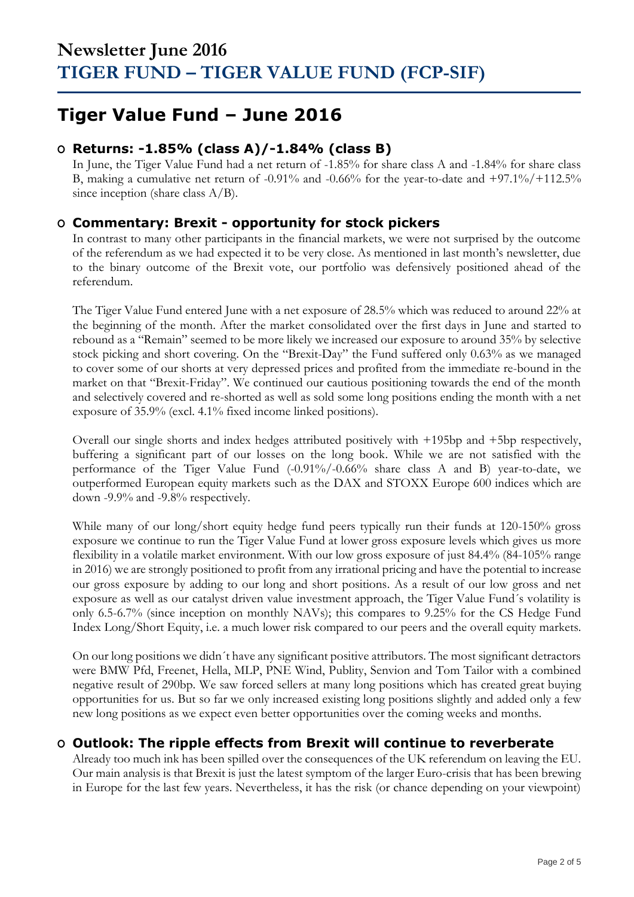# Tiger Value Fund – June 2016

## Returns: -1.85% (class A)/-1.84% (class B)

In June, the Tiger Value Fund had a net return of -1.85% for share class A and -1.84% for share class B, making a cumulative net return of -0.91% and -0.66% for the year-to-date and +97.1%/+112.5% since inception (share class A/B).

## Commentary: Brexit - opportunity for stock pickers

In contrast to many other participants in the financial markets, we were not surprised by the outcome of the referendum as we had expected it to be very close. As mentioned in last month's newsletter, due to the binary outcome of the Brexit vote, our portfolio was defensively positioned ahead of the referendum.

The Tiger Value Fund entered June with a net exposure of 28.5% which was reduced to around 22% at the beginning of the month. After the market consolidated over the first days in June and started to rebound as a "Remain" seemed to be more likely we increased our exposure to around 35% by selective stock picking and short covering. On the "Brexit-Day" the Fund suffered only 0.63% as we managed to cover some of our shorts at very depressed prices and profited from the immediate re-bound in the market on that "Brexit-Friday". We continued our cautious positioning towards the end of the month and selectively covered and re-shorted as well as sold some long positions ending the month with a net exposure of 35.9% (excl. 4.1% fixed income linked positions).

Overall our single shorts and index hedges attributed positively with +195bp and +5bp respectively, buffering a significant part of our losses on the long book. While we are not satisfied with the performance of the Tiger Value Fund (-0.91%/-0.66% share class A and B) year-to-date, we outperformed European equity markets such as the DAX and STOXX Europe 600 indices which are down -9.9% and -9.8% respectively.

While many of our long/short equity hedge fund peers typically run their funds at 120-150% gross exposure we continue to run the Tiger Value Fund at lower gross exposure levels which gives us more flexibility in a volatile market environment. With our low gross exposure of just 84.4% (84-105% range in 2016) we are strongly positioned to profit from any irrational pricing and have the potential to increase our gross exposure by adding to our long and short positions. As a result of our low gross and net exposure as well as our catalyst driven value investment approach, the Tiger Value Fund´s volatility is only 6.5-6.7% (since inception on monthly NAVs); this compares to 9.25% for the CS Hedge Fund Index Long/Short Equity, i.e. a much lower risk compared to our peers and the overall equity markets.

On our long positions we didn´t have any significant positive attributors. The most significant detractors were BMW Pfd, Freenet, Hella, MLP, PNE Wind, Publity, Senvion and Tom Tailor with a combined negative result of 290bp. We saw forced sellers at many long positions which has created great buying opportunities for us. But so far we only increased existing long positions slightly and added only a few new long positions as we expect even better opportunities over the coming weeks and months.

## Outlook: The ripple effects from Brexit will continue to reverberate

Already too much ink has been spilled over the consequences of the UK referendum on leaving the EU. Our main analysis is that Brexit is just the latest symptom of the larger Euro-crisis that has been brewing in Europe for the last few years. Nevertheless, it has the risk (or chance depending on your viewpoint)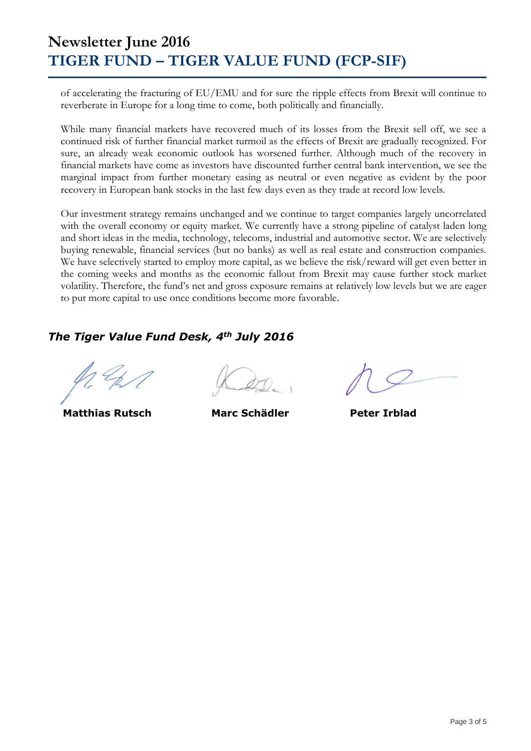of accelerating the fracturing of EU/EMU and for sure the ripple effects from Brexit will continue to reverberate in Europe for a long time to come, both politically and financially.

While many financial markets have recovered much of its losses from the Brexit sell off, we see a continued risk of further financial market turmoil as the effects of Brexit are gradually recognized. For sure, an already weak economic outlook has worsened further. Although much of the recovery in financial markets have come as investors have discounted further central bank intervention, we see the marginal impact from further monetary easing as neutral or even negative as evident by the poor recovery in European bank stocks in the last few days even as they trade at record low levels.

Our investment strategy remains unchanged and we continue to target companies largely uncorrelated with the overall economy or equity market. We currently have a strong pipeline of catalyst laden long and short ideas in the media, technology, telecoms, industrial and automotive sector. We are selectively buying renewable, financial services (but no banks) as well as real estate and construction companies. We have selectively started to employ more capital, as we believe the risk/reward will get even better in the coming weeks and months as the economic fallout from Brexit may cause further stock market volatility. Therefore, the fund's net and gross exposure remains at relatively low levels but we are eager to put more capital to use once conditions become more favorable.

***The Tiger Value Fund Desk, 4th July 2016***

**Matthias Rutsch** **Marc Schädler** **Peter Irblad**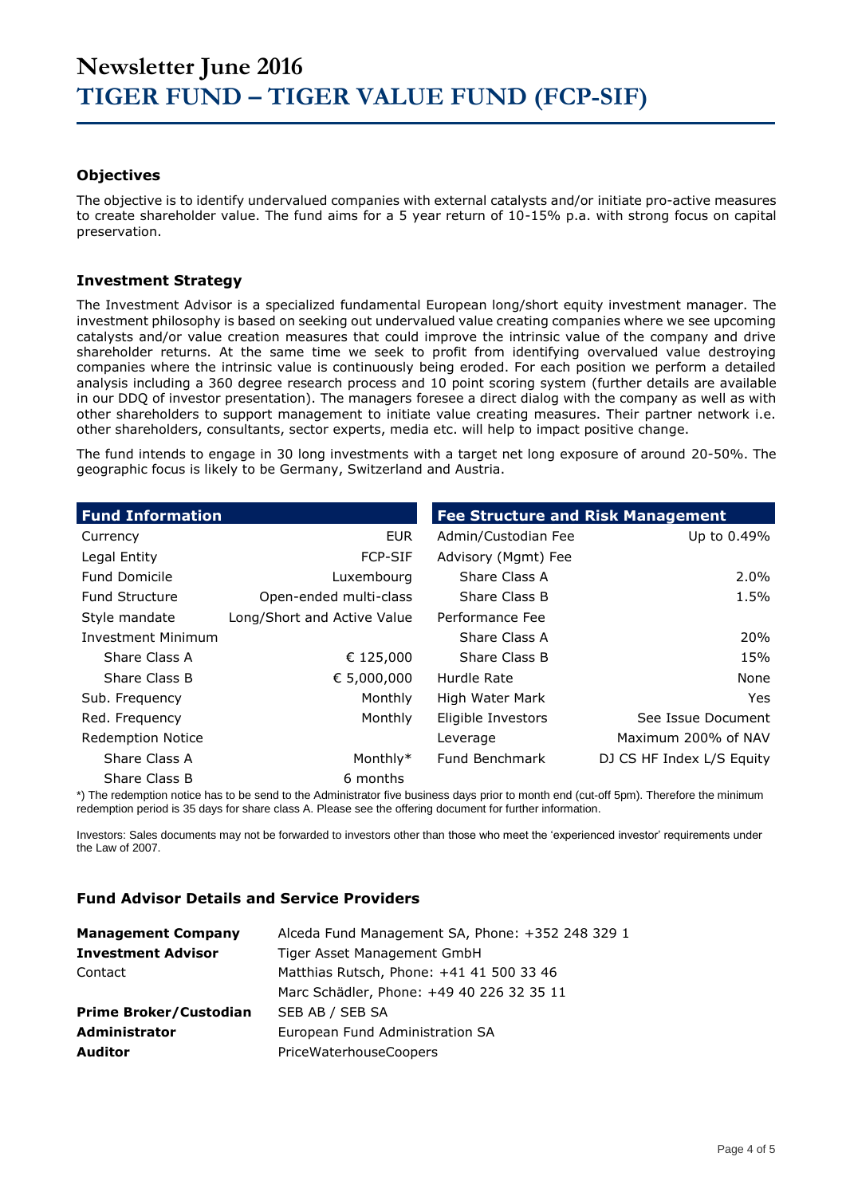# Newsletter June 2016

# TIGER FUND – TIGER VALUE FUND (FCP-SIF)

## Objectives

The objective is to identify undervalued companies with external catalysts and/or initiate pro-active measures to create shareholder value. The fund aims for a 5 year return of 10-15% p.a. with strong focus on capital preservation.

## Investment Strategy

The Investment Advisor is a specialized fundamental European long/short equity investment manager. The investment philosophy is based on seeking out undervalued value creating companies where we see upcoming catalysts and/or value creation measures that could improve the intrinsic value of the company and drive shareholder returns. At the same time we seek to profit from identifying overvalued value destroying companies where the intrinsic value is continuously being eroded. For each position we perform a detailed analysis including a 360 degree research process and 10 point scoring system (further details are available in our DDQ of investor presentation). The managers foresee a direct dialog with the company as well as with other shareholders to support management to initiate value creating measures. Their partner network i.e. other shareholders, consultants, sector experts, media etc. will help to impact positive change.

The fund intends to engage in 30 long investments with a target net long exposure of around 20-50%. The geographic focus is likely to be Germany, Switzerland and Austria.

| Fund Information | |
|---|---|
| Currency | EUR |
| Legal Entity | FCP-SIF |
| Fund Domicile | Luxembourg |
| Fund Structure | Open-ended multi-class |
| Style mandate | Long/Short and Active Value |
| Investment Minimum | |
| Share Class A | € 125,000 |
| Share Class B | € 5,000,000 |
| Sub. Frequency | Monthly |
| Red. Frequency | Monthly |
| Redemption Notice | |
| Share Class A | Monthly* |
| Share Class B | 6 months |

| Fee Structure and Risk Management | |
|---|---|
| Admin/Custodian Fee | Up to 0.49% |
| Advisory (Mgmt) Fee | |
| Share Class A | 2.0% |
| Share Class B | 1.5% |
| Performance Fee | |
| Share Class A | 20% |
| Share Class B | 15% |
| Hurdle Rate | None |
| High Water Mark | Yes |
| Eligible Investors | See Issue Document |
| Leverage | Maximum 200% of NAV |
| Fund Benchmark | DJ CS HF Index L/S Equity |

*) The redemption notice has to be send to the Administrator five business days prior to month end (cut-off 5pm). Therefore the minimum redemption period is 35 days for share class A. Please see the offering document for further information.

Investors: Sales documents may not be forwarded to investors other than those who meet the 'experienced investor' requirements under the Law of 2007.

## Fund Advisor Details and Service Providers

| | |
|---|---|
| **Management Company** | Alceda Fund Management SA, Phone: +352 248 329 1 |
| **Investment Advisor** | Tiger Asset Management GmbH |
| Contact | Matthias Rutsch, Phone: +41 41 500 33 46 |
| | Marc Schädler, Phone: +49 40 226 32 35 11 |
| **Prime Broker/Custodian** | SEB AB / SEB SA |
| **Administrator** | European Fund Administration SA |
| **Auditor** | PriceWaterhouseCoopers |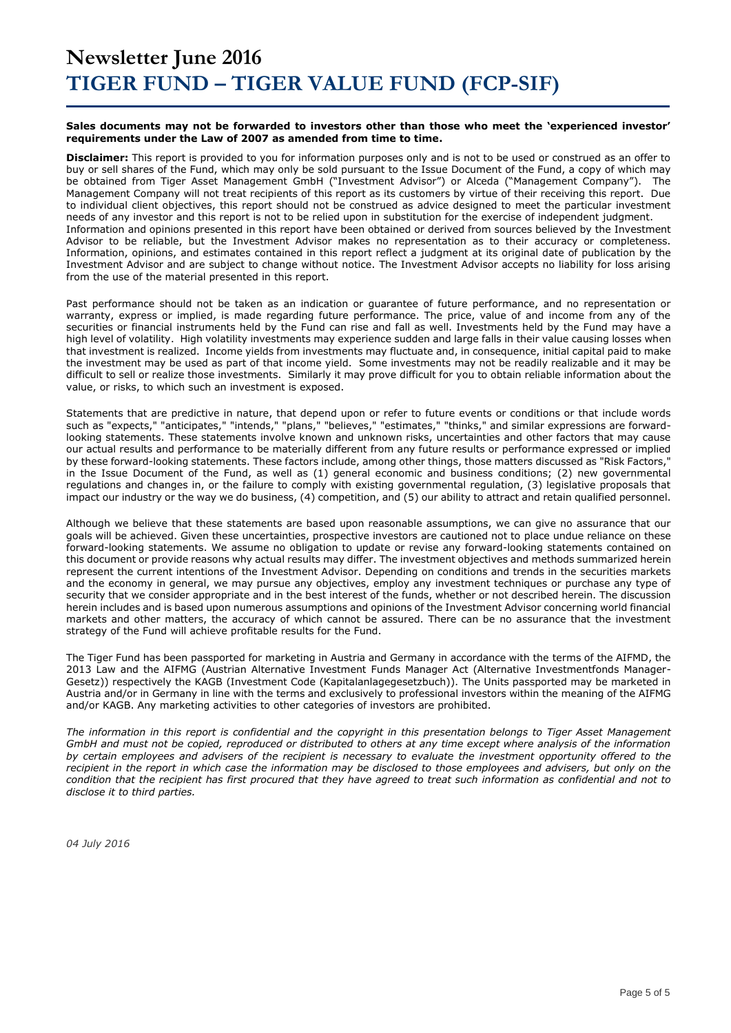# Newsletter June 2016

# TIGER FUND – TIGER VALUE FUND (FCP-SIF)

**Sales documents may not be forwarded to investors other than those who meet the 'experienced investor' requirements under the Law of 2007 as amended from time to time.**

**Disclaimer:** This report is provided to you for information purposes only and is not to be used or construed as an offer to buy or sell shares of the Fund, which may only be sold pursuant to the Issue Document of the Fund, a copy of which may be obtained from Tiger Asset Management GmbH ("Investment Advisor") or Alceda ("Management Company"). The Management Company will not treat recipients of this report as its customers by virtue of their receiving this report. Due to individual client objectives, this report should not be construed as advice designed to meet the particular investment needs of any investor and this report is not to be relied upon in substitution for the exercise of independent judgment.
Information and opinions presented in this report have been obtained or derived from sources believed by the Investment Advisor to be reliable, but the Investment Advisor makes no representation as to their accuracy or completeness. Information, opinions, and estimates contained in this report reflect a judgment at its original date of publication by the Investment Advisor and are subject to change without notice. The Investment Advisor accepts no liability for loss arising from the use of the material presented in this report.

Past performance should not be taken as an indication or guarantee of future performance, and no representation or warranty, express or implied, is made regarding future performance. The price, value of and income from any of the securities or financial instruments held by the Fund can rise and fall as well. Investments held by the Fund may have a high level of volatility. High volatility investments may experience sudden and large falls in their value causing losses when that investment is realized. Income yields from investments may fluctuate and, in consequence, initial capital paid to make the investment may be used as part of that income yield. Some investments may not be readily realizable and it may be difficult to sell or realize those investments. Similarly it may prove difficult for you to obtain reliable information about the value, or risks, to which such an investment is exposed.

Statements that are predictive in nature, that depend upon or refer to future events or conditions or that include words such as "expects," "anticipates," "intends," "plans," "believes," "estimates," "thinks," and similar expressions are forward-looking statements. These statements involve known and unknown risks, uncertainties and other factors that may cause our actual results and performance to be materially different from any future results or performance expressed or implied by these forward-looking statements. These factors include, among other things, those matters discussed as "Risk Factors," in the Issue Document of the Fund, as well as (1) general economic and business conditions; (2) new governmental regulations and changes in, or the failure to comply with existing governmental regulation, (3) legislative proposals that impact our industry or the way we do business, (4) competition, and (5) our ability to attract and retain qualified personnel.

Although we believe that these statements are based upon reasonable assumptions, we can give no assurance that our goals will be achieved. Given these uncertainties, prospective investors are cautioned not to place undue reliance on these forward-looking statements. We assume no obligation to update or revise any forward-looking statements contained on this document or provide reasons why actual results may differ. The investment objectives and methods summarized herein represent the current intentions of the Investment Advisor. Depending on conditions and trends in the securities markets and the economy in general, we may pursue any objectives, employ any investment techniques or purchase any type of security that we consider appropriate and in the best interest of the funds, whether or not described herein. The discussion herein includes and is based upon numerous assumptions and opinions of the Investment Advisor concerning world financial markets and other matters, the accuracy of which cannot be assured. There can be no assurance that the investment strategy of the Fund will achieve profitable results for the Fund.

The Tiger Fund has been passported for marketing in Austria and Germany in accordance with the terms of the AIFMD, the 2013 Law and the AIFMG (Austrian Alternative Investment Funds Manager Act (Alternative Investmentfonds Manager-Gesetz)) respectively the KAGB (Investment Code (Kapitalanlagegesetzbuch)). The Units passported may be marketed in Austria and/or in Germany in line with the terms and exclusively to professional investors within the meaning of the AIFMG and/or KAGB. Any marketing activities to other categories of investors are prohibited.

*The information in this report is confidential and the copyright in this presentation belongs to Tiger Asset Management GmbH and must not be copied, reproduced or distributed to others at any time except where analysis of the information by certain employees and advisers of the recipient is necessary to evaluate the investment opportunity offered to the recipient in the report in which case the information may be disclosed to those employees and advisers, but only on the condition that the recipient has first procured that they have agreed to treat such information as confidential and not to disclose it to third parties.*

*04 July 2016*